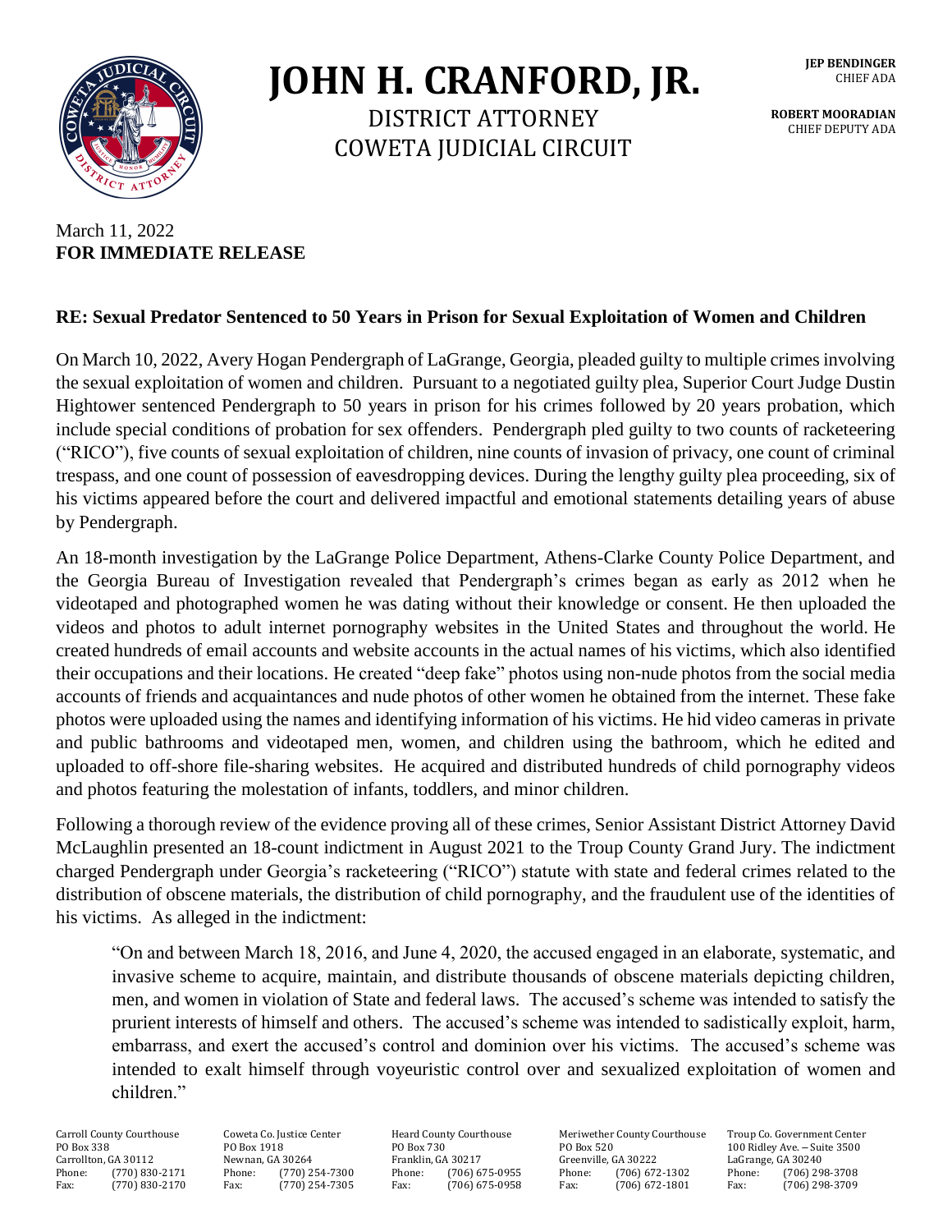# JOHN H. CRANFORD, JR.

DISTRICT ATTORNEY
COWETA JUDICIAL CIRCUIT

**JEP BENDINGER**
CHIEF ADA

**ROBERT MOORADIAN**
CHIEF DEPUTY ADA

March 11, 2022
**FOR IMMEDIATE RELEASE**

**RE: Sexual Predator Sentenced to 50 Years in Prison for Sexual Exploitation of Women and Children**

On March 10, 2022, Avery Hogan Pendergraph of LaGrange, Georgia, pleaded guilty to multiple crimes involving the sexual exploitation of women and children. Pursuant to a negotiated guilty plea, Superior Court Judge Dustin Hightower sentenced Pendergraph to 50 years in prison for his crimes followed by 20 years probation, which include special conditions of probation for sex offenders. Pendergraph pled guilty to two counts of racketeering ("RICO"), five counts of sexual exploitation of children, nine counts of invasion of privacy, one count of criminal trespass, and one count of possession of eavesdropping devices. During the lengthy guilty plea proceeding, six of his victims appeared before the court and delivered impactful and emotional statements detailing years of abuse by Pendergraph.

An 18-month investigation by the LaGrange Police Department, Athens-Clarke County Police Department, and the Georgia Bureau of Investigation revealed that Pendergraph's crimes began as early as 2012 when he videotaped and photographed women he was dating without their knowledge or consent. He then uploaded the videos and photos to adult internet pornography websites in the United States and throughout the world. He created hundreds of email accounts and website accounts in the actual names of his victims, which also identified their occupations and their locations. He created "deep fake" photos using non-nude photos from the social media accounts of friends and acquaintances and nude photos of other women he obtained from the internet. These fake photos were uploaded using the names and identifying information of his victims. He hid video cameras in private and public bathrooms and videotaped men, women, and children using the bathroom, which he edited and uploaded to off-shore file-sharing websites. He acquired and distributed hundreds of child pornography videos and photos featuring the molestation of infants, toddlers, and minor children.

Following a thorough review of the evidence proving all of these crimes, Senior Assistant District Attorney David McLaughlin presented an 18-count indictment in August 2021 to the Troup County Grand Jury. The indictment charged Pendergraph under Georgia's racketeering ("RICO") statute with state and federal crimes related to the distribution of obscene materials, the distribution of child pornography, and the fraudulent use of the identities of his victims. As alleged in the indictment:

> "On and between March 18, 2016, and June 4, 2020, the accused engaged in an elaborate, systematic, and invasive scheme to acquire, maintain, and distribute thousands of obscene materials depicting children, men, and women in violation of State and federal laws. The accused's scheme was intended to satisfy the prurient interests of himself and others. The accused's scheme was intended to sadistically exploit, harm, embarrass, and exert the accused's control and dominion over his victims. The accused's scheme was intended to exalt himself through voyeuristic control over and sexualized exploitation of women and children."

| Carroll County Courthouse | Coweta Co. Justice Center | Heard County Courthouse | Meriwether County Courthouse | Troup Co. Government Center |
|---|---|---|---|---|
| PO Box 338 | PO Box 1918 | PO Box 730 | PO Box 520 | 100 Ridley Ave. – Suite 3500 |
| Carrollton, GA 30112 | Newnan, GA 30264 | Franklin, GA 30217 | Greenville, GA 30222 | LaGrange, GA 30240 |
| Phone: (770) 830-2171 | Phone: (770) 254-7300 | Phone: (706) 675-0955 | Phone: (706) 672-1302 | Phone: (706) 298-3708 |
| Fax: (770) 830-2170 | Fax: (770) 254-7305 | Fax: (706) 675-0958 | Fax: (706) 672-1801 | Fax: (706) 298-3709 |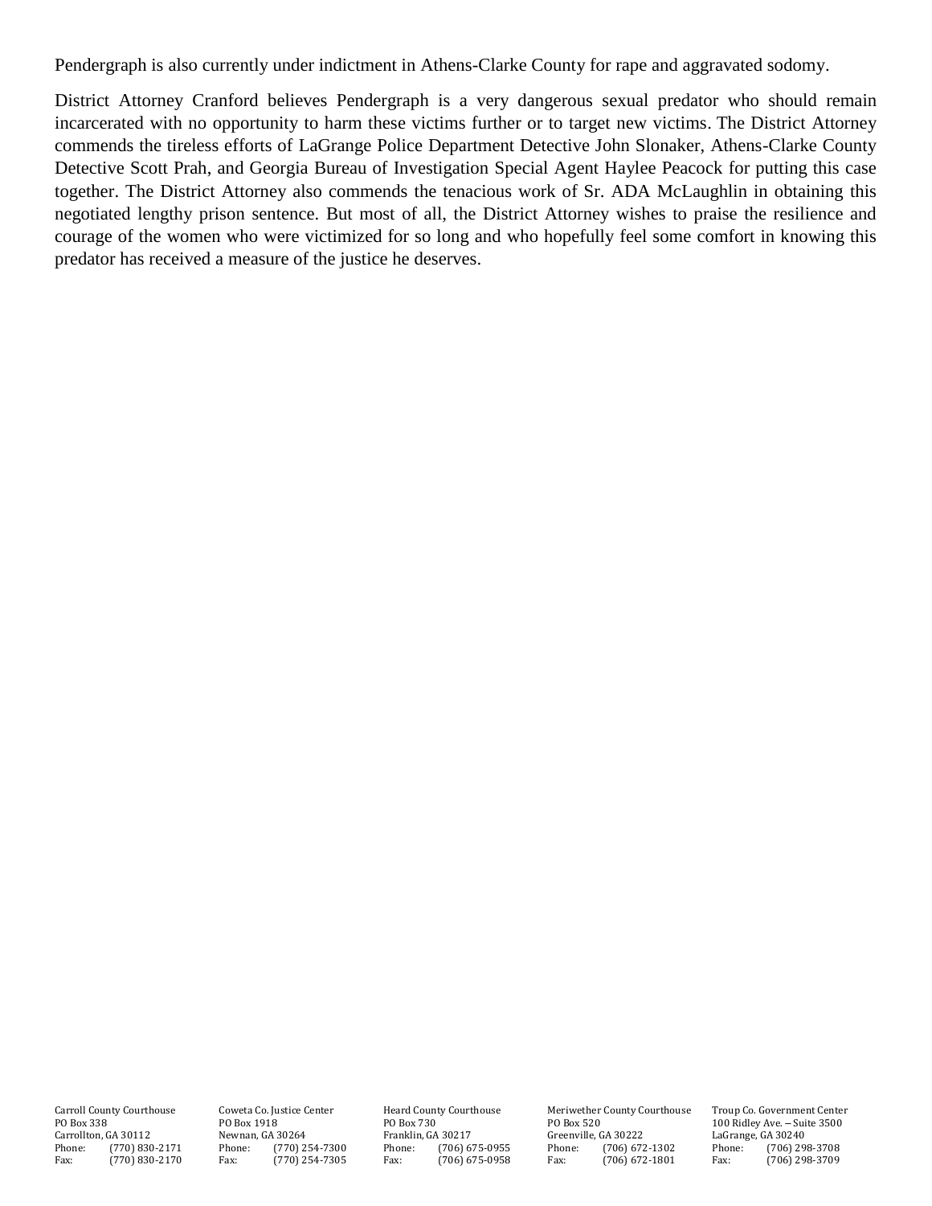Pendergraph is also currently under indictment in Athens-Clarke County for rape and aggravated sodomy.

District Attorney Cranford believes Pendergraph is a very dangerous sexual predator who should remain incarcerated with no opportunity to harm these victims further or to target new victims. The District Attorney commends the tireless efforts of LaGrange Police Department Detective John Slonaker, Athens-Clarke County Detective Scott Prah, and Georgia Bureau of Investigation Special Agent Haylee Peacock for putting this case together. The District Attorney also commends the tenacious work of Sr. ADA McLaughlin in obtaining this negotiated lengthy prison sentence. But most of all, the District Attorney wishes to praise the resilience and courage of the women who were victimized for so long and who hopefully feel some comfort in knowing this predator has received a measure of the justice he deserves.